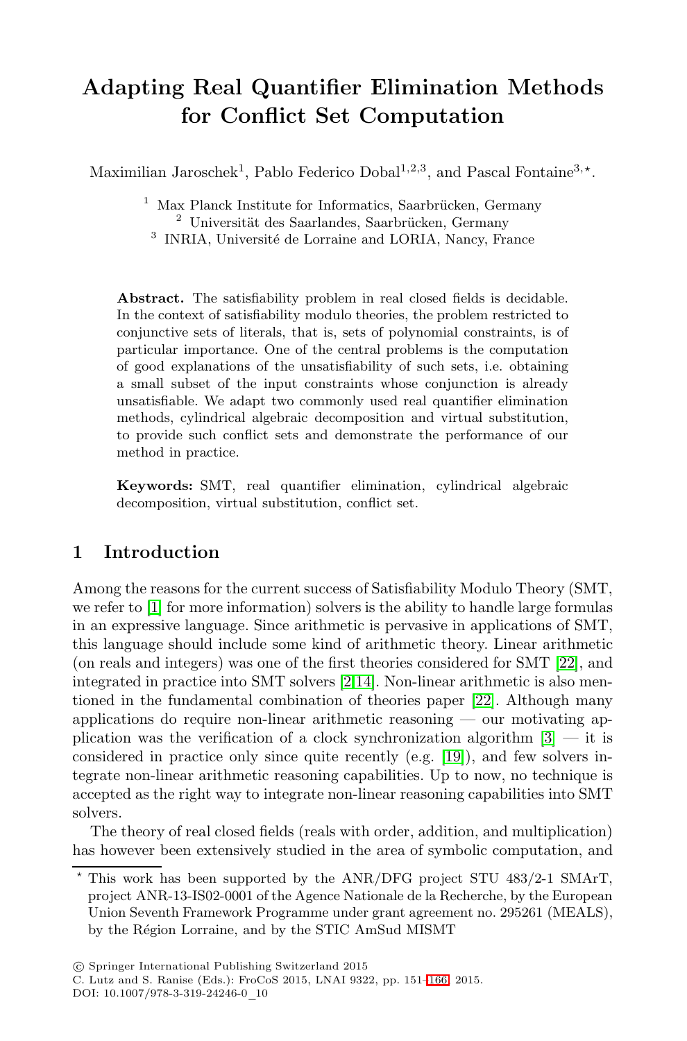# Adapting Real Quantifier Elimination Methods for Conflict Set Computation

Maximilian Jaroschek[1], Pablo Federico Dobal[1,2,3], and Pascal Fontaine[3,⋆].

[1] Max Planck Institute for Informatics, Saarbrücken, Germany
[2] Universität des Saarlandes, Saarbrücken, Germany
[3] INRIA, Université de Lorraine and LORIA, Nancy, France

**Abstract.** The satisfiability problem in real closed fields is decidable. In the context of satisfiability modulo theories, the problem restricted to conjunctive sets of literals, that is, sets of polynomial constraints, is of particular importance. One of the central problems is the computation of good explanations of the unsatisfiability of such sets, i.e. obtaining a small subset of the input constraints whose conjunction is already unsatisfiable. We adapt two commonly used real quantifier elimination methods, cylindrical algebraic decomposition and virtual substitution, to provide such conflict sets and demonstrate the performance of our method in practice.

**Keywords:** SMT, real quantifier elimination, cylindrical algebraic decomposition, virtual substitution, conflict set.

## 1 Introduction

Among the reasons for the current success of Satisfiability Modulo Theory (SMT, we refer to [1] for more information) solvers is the ability to handle large formulas in an expressive language. Since arithmetic is pervasive in applications of SMT, this language should include some kind of arithmetic theory. Linear arithmetic (on reals and integers) was one of the first theories considered for SMT [22], and integrated in practice into SMT solvers [2,14]. Non-linear arithmetic is also mentioned in the fundamental combination of theories paper [22]. Although many applications do require non-linear arithmetic reasoning — our motivating application was the verification of a clock synchronization algorithm [3] — it is considered in practice only since quite recently (e.g. [19]), and few solvers integrate non-linear arithmetic reasoning capabilities. Up to now, no technique is accepted as the right way to integrate non-linear reasoning capabilities into SMT solvers.

The theory of real closed fields (reals with order, addition, and multiplication) has however been extensively studied in the area of symbolic computation, and

⋆ This work has been supported by the ANR/DFG project STU 483/2-1 SMArT, project ANR-13-IS02-0001 of the Agence Nationale de la Recherche, by the European Union Seventh Framework Programme under grant agreement no. 295261 (MEALS), by the Région Lorraine, and by the STIC AmSud MISMT

© Springer International Publishing Switzerland 2015
C. Lutz and S. Ranise (Eds.): FroCoS 2015, LNAI 9322, pp. 151–166, 2015.
DOI: 10.1007/978-3-319-24246-0_10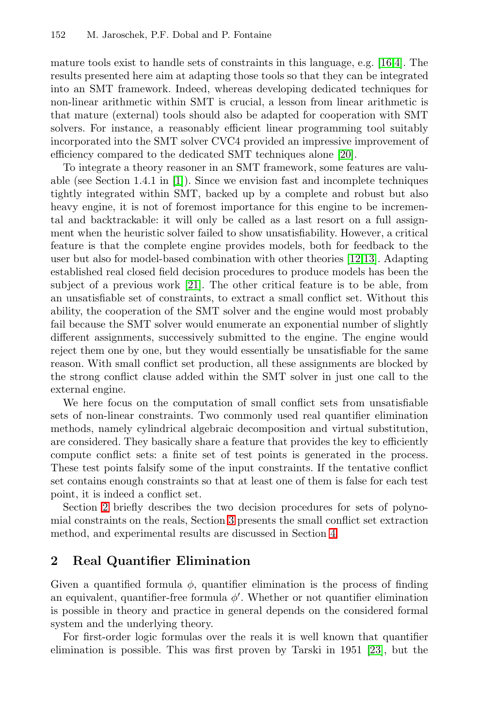mature tools exist to handle sets of constraints in this language, e.g. [16,4]. The results presented here aim at adapting those tools so that they can be integrated into an SMT framework. Indeed, whereas developing dedicated techniques for non-linear arithmetic within SMT is crucial, a lesson from linear arithmetic is that mature (external) tools should also be adapted for cooperation with SMT solvers. For instance, a reasonably efficient linear programming tool suitably incorporated into the SMT solver CVC4 provided an impressive improvement of efficiency compared to the dedicated SMT techniques alone [20].

To integrate a theory reasoner in an SMT framework, some features are valuable (see Section 1.4.1 in [1]). Since we envision fast and incomplete techniques tightly integrated within SMT, backed up by a complete and robust but also heavy engine, it is not of foremost importance for this engine to be incremental and backtrackable: it will only be called as a last resort on a full assignment when the heuristic solver failed to show unsatisfiability. However, a critical feature is that the complete engine provides models, both for feedback to the user but also for model-based combination with other theories [12,13]. Adapting established real closed field decision procedures to produce models has been the subject of a previous work [21]. The other critical feature is to be able, from an unsatisfiable set of constraints, to extract a small conflict set. Without this ability, the cooperation of the SMT solver and the engine would most probably fail because the SMT solver would enumerate an exponential number of slightly different assignments, successively submitted to the engine. The engine would reject them one by one, but they would essentially be unsatisfiable for the same reason. With small conflict set production, all these assignments are blocked by the strong conflict clause added within the SMT solver in just one call to the external engine.

We here focus on the computation of small conflict sets from unsatisfiable sets of non-linear constraints. Two commonly used real quantifier elimination methods, namely cylindrical algebraic decomposition and virtual substitution, are considered. They basically share a feature that provides the key to efficiently compute conflict sets: a finite set of test points is generated in the process. These test points falsify some of the input constraints. If the tentative conflict set contains enough constraints so that at least one of them is false for each test point, it is indeed a conflict set.

Section 2 briefly describes the two decision procedures for sets of polynomial constraints on the reals, Section 3 presents the small conflict set extraction method, and experimental results are discussed in Section 4.

## 2 Real Quantifier Elimination

Given a quantified formula $\phi$, quantifier elimination is the process of finding an equivalent, quantifier-free formula $\phi'$. Whether or not quantifier elimination is possible in theory and practice in general depends on the considered formal system and the underlying theory.

For first-order logic formulas over the reals it is well known that quantifier elimination is possible. This was first proven by Tarski in 1951 [23], but the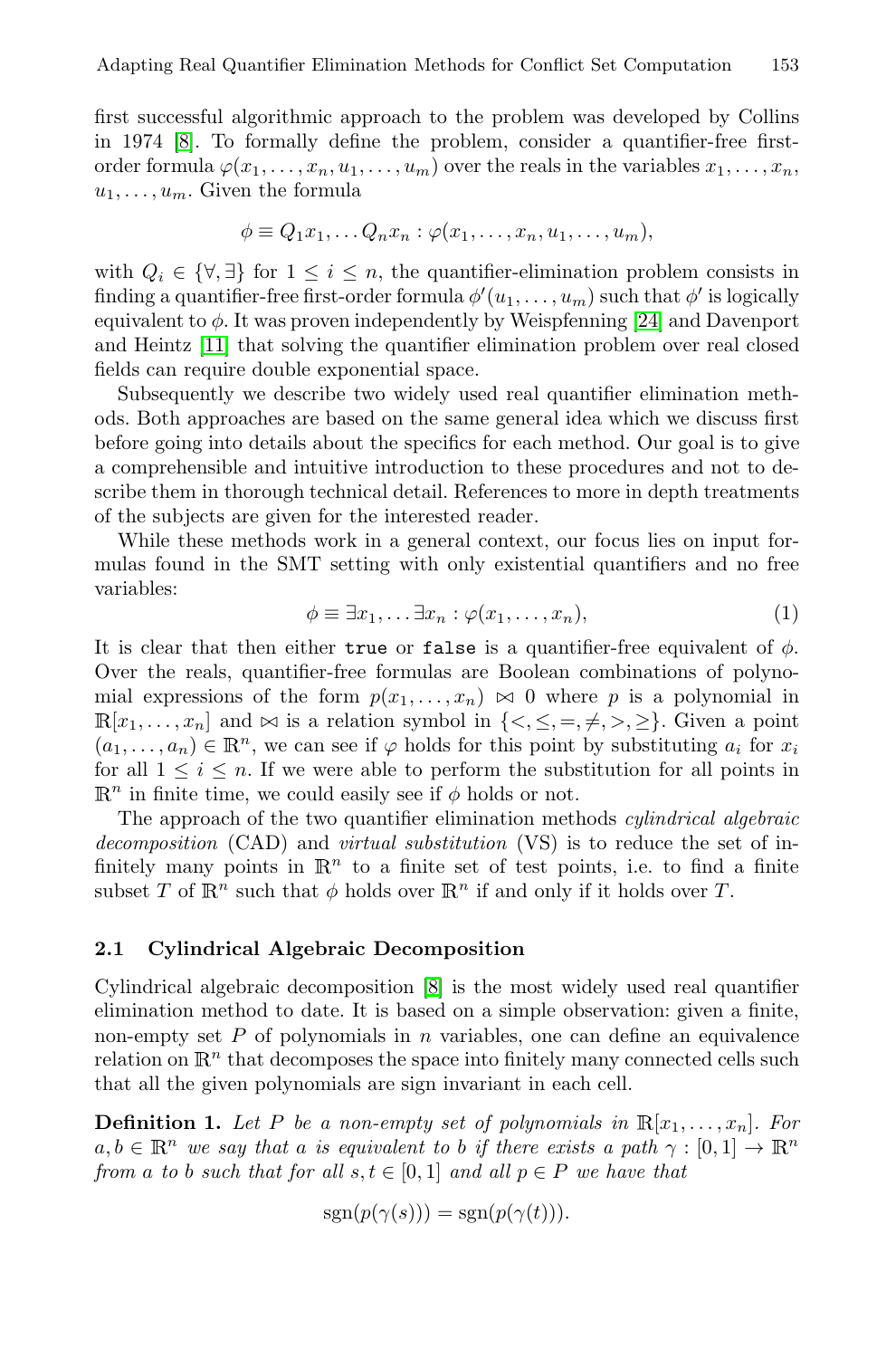first successful algorithmic approach to the problem was developed by Collins in 1974 [8]. To formally define the problem, consider a quantifier-free first-order formula $\varphi(x_1, \ldots, x_n, u_1, \ldots, u_m)$ over the reals in the variables $x_1, \ldots, x_n$, $u_1, \ldots, u_m$. Given the formula

$$\phi \equiv Q_1 x_1, \ldots Q_n x_n : \varphi(x_1, \ldots, x_n, u_1, \ldots, u_m),$$

with $Q_i \in \{\forall, \exists\}$ for $1 \leq i \leq n$, the quantifier-elimination problem consists in finding a quantifier-free first-order formula $\phi'(u_1, \ldots, u_m)$ such that $\phi'$ is logically equivalent to $\phi$. It was proven independently by Weispfenning [24] and Davenport and Heintz [11] that solving the quantifier elimination problem over real closed fields can require double exponential space.

Subsequently we describe two widely used real quantifier elimination methods. Both approaches are based on the same general idea which we discuss first before going into details about the specifics for each method. Our goal is to give a comprehensible and intuitive introduction to these procedures and not to describe them in thorough technical detail. References to more in depth treatments of the subjects are given for the interested reader.

While these methods work in a general context, our focus lies on input formulas found in the SMT setting with only existential quantifiers and no free variables:

$$\phi \equiv \exists x_1, \ldots \exists x_n : \varphi(x_1, \ldots, x_n), \tag{1}$$

It is clear that then either `true` or `false` is a quantifier-free equivalent of $\phi$. Over the reals, quantifier-free formulas are Boolean combinations of polynomial expressions of the form $p(x_1, \ldots, x_n) \bowtie 0$ where $p$ is a polynomial in $\mathbb{R}[x_1, \ldots, x_n]$ and $\bowtie$ is a relation symbol in $\{<, \leq, =, \neq, >, \geq\}$. Given a point $(a_1, \ldots, a_n) \in \mathbb{R}^n$, we can see if $\varphi$ holds for this point by substituting $a_i$ for $x_i$ for all $1 \leq i \leq n$. If we were able to perform the substitution for all points in $\mathbb{R}^n$ in finite time, we could easily see if $\phi$ holds or not.

The approach of the two quantifier elimination methods *cylindrical algebraic decomposition* (CAD) and *virtual substitution* (VS) is to reduce the set of infinitely many points in $\mathbb{R}^n$ to a finite set of test points, i.e. to find a finite subset $T$ of $\mathbb{R}^n$ such that $\phi$ holds over $\mathbb{R}^n$ if and only if it holds over $T$.

### 2.1 Cylindrical Algebraic Decomposition

Cylindrical algebraic decomposition [8] is the most widely used real quantifier elimination method to date. It is based on a simple observation: given a finite, non-empty set $P$ of polynomials in $n$ variables, one can define an equivalence relation on $\mathbb{R}^n$ that decomposes the space into finitely many connected cells such that all the given polynomials are sign invariant in each cell.

**Definition 1.** *Let $P$ be a non-empty set of polynomials in $\mathbb{R}[x_1, \ldots, x_n]$. For $a, b \in \mathbb{R}^n$ we say that $a$ is equivalent to $b$ if there exists a path $\gamma : [0, 1] \to \mathbb{R}^n$ from $a$ to $b$ such that for all $s, t \in [0, 1]$ and all $p \in P$ we have that*

$$\text{sgn}(p(\gamma(s))) = \text{sgn}(p(\gamma(t))).$$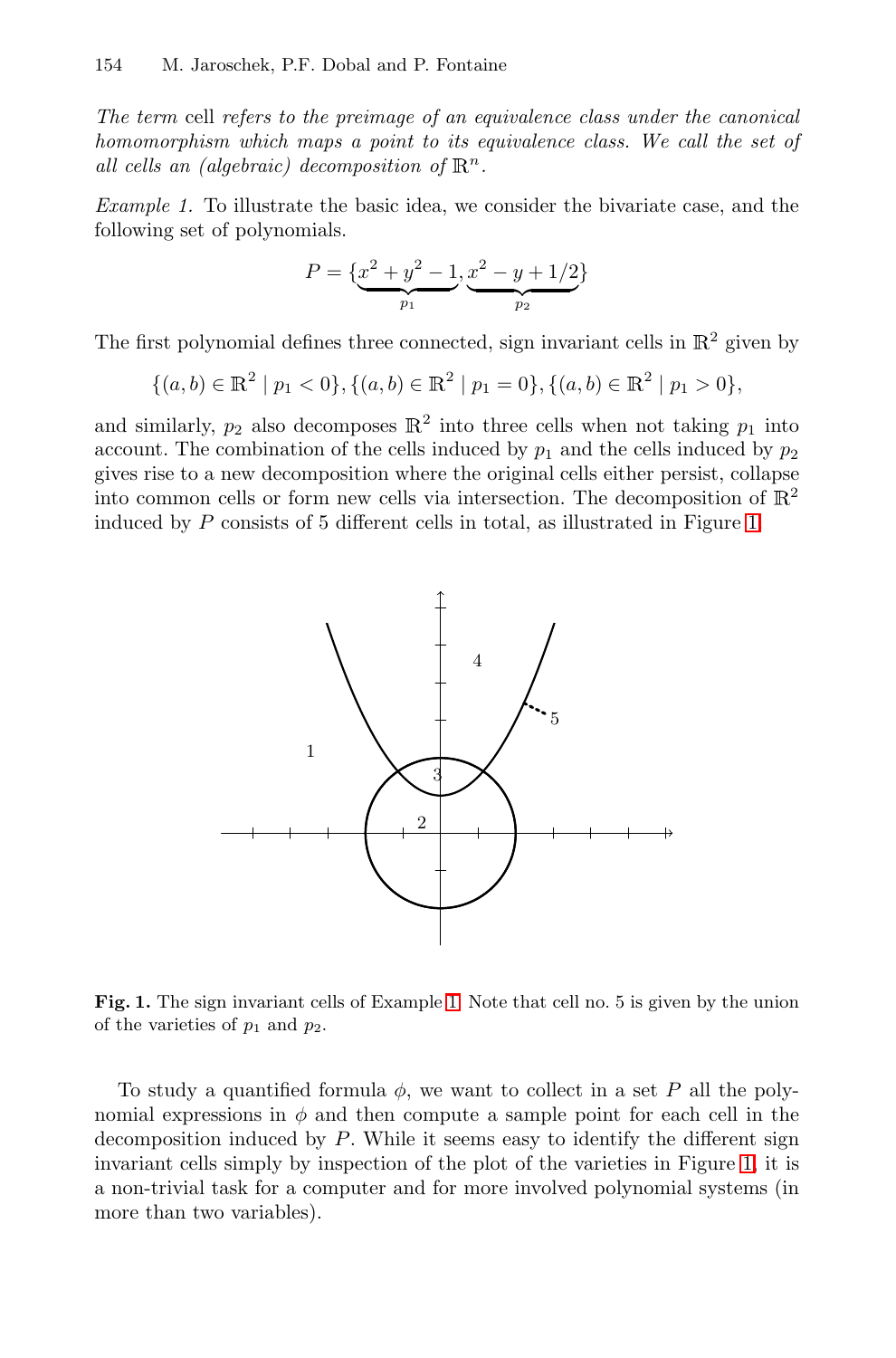*The term* cell *refers to the preimage of an equivalence class under the canonical homomorphism which maps a point to its equivalence class. We call the set of all cells an (algebraic) decomposition of* $\mathbb{R}^n$.

*Example 1.* To illustrate the basic idea, we consider the bivariate case, and the following set of polynomials.

$$P = \{\underbrace{x^2 + y^2 - 1}_{p_1}, \underbrace{x^2 - y + 1/2}_{p_2}\}$$

The first polynomial defines three connected, sign invariant cells in $\mathbb{R}^2$ given by

$$\{(a,b) \in \mathbb{R}^2 \mid p_1 < 0\}, \{(a,b) \in \mathbb{R}^2 \mid p_1 = 0\}, \{(a,b) \in \mathbb{R}^2 \mid p_1 > 0\},$$

and similarly, $p_2$ also decomposes $\mathbb{R}^2$ into three cells when not taking $p_1$ into account. The combination of the cells induced by $p_1$ and the cells induced by $p_2$ gives rise to a new decomposition where the original cells either persist, collapse into common cells or form new cells via intersection. The decomposition of $\mathbb{R}^2$ induced by $P$ consists of 5 different cells in total, as illustrated in Figure 1.

**Fig. 1.** The sign invariant cells of Example 1. Note that cell no. 5 is given by the union of the varieties of $p_1$ and $p_2$.

To study a quantified formula $\phi$, we want to collect in a set $P$ all the polynomial expressions in $\phi$ and then compute a sample point for each cell in the decomposition induced by $P$. While it seems easy to identify the different sign invariant cells simply by inspection of the plot of the varieties in Figure 1, it is a non-trivial task for a computer and for more involved polynomial systems (in more than two variables).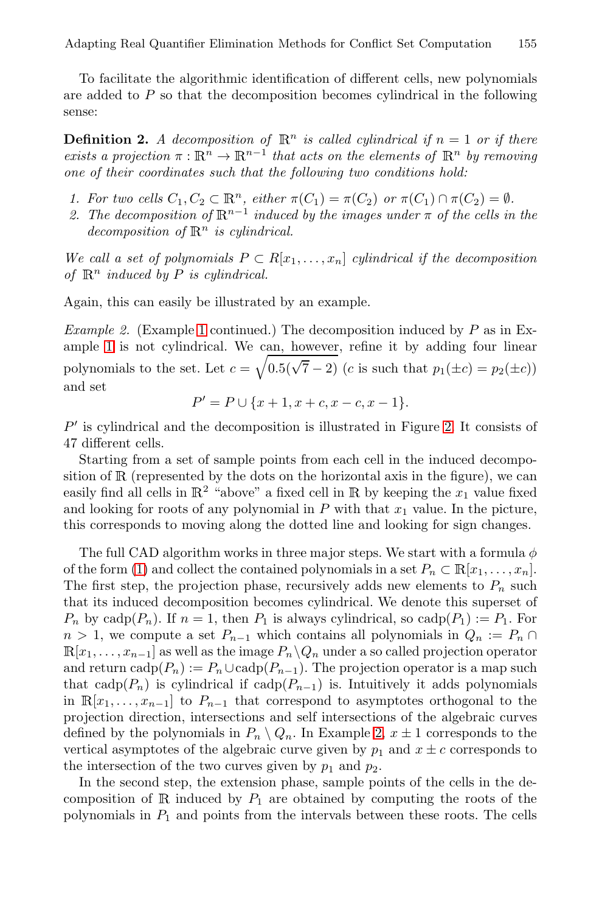To facilitate the algorithmic identification of different cells, new polynomials are added to $P$ so that the decomposition becomes cylindrical in the following sense:

**Definition 2.** *A decomposition of $\mathbb{R}^n$ is called cylindrical if $n = 1$ or if there exists a projection $\pi : \mathbb{R}^n \to \mathbb{R}^{n-1}$ that acts on the elements of $\mathbb{R}^n$ by removing one of their coordinates such that the following two conditions hold:*

1. *For two cells $C_1, C_2 \subset \mathbb{R}^n$, either $\pi(C_1) = \pi(C_2)$ or $\pi(C_1) \cap \pi(C_2) = \emptyset$.*
2. *The decomposition of $\mathbb{R}^{n-1}$ induced by the images under $\pi$ of the cells in the decomposition of $\mathbb{R}^n$ is cylindrical.*

*We call a set of polynomials $P \subset R[x_1, \ldots, x_n]$ cylindrical if the decomposition of $\mathbb{R}^n$ induced by $P$ is cylindrical.*

Again, this can easily be illustrated by an example.

*Example 2.* (Example 1 continued.) The decomposition induced by $P$ as in Example 1 is not cylindrical. We can, however, refine it by adding four linear polynomials to the set. Let $c = \sqrt{0.5(\sqrt{7} - 2)}$ ($c$ is such that $p_1(\pm c) = p_2(\pm c)$) and set

$$P' = P \cup \{x + 1, x + c, x - c, x - 1\}.$$

$P'$ is cylindrical and the decomposition is illustrated in Figure 2. It consists of 47 different cells.

Starting from a set of sample points from each cell in the induced decomposition of $\mathbb{R}$ (represented by the dots on the horizontal axis in the figure), we can easily find all cells in $\mathbb{R}^2$ "above" a fixed cell in $\mathbb{R}$ by keeping the $x_1$ value fixed and looking for roots of any polynomial in $P$ with that $x_1$ value. In the picture, this corresponds to moving along the dotted line and looking for sign changes.

The full CAD algorithm works in three major steps. We start with a formula $\phi$ of the form (1) and collect the contained polynomials in a set $P_n \subset \mathbb{R}[x_1, \ldots, x_n]$. The first step, the projection phase, recursively adds new elements to $P_n$ such that its induced decomposition becomes cylindrical. We denote this superset of $P_n$ by $\mathrm{cadp}(P_n)$. If $n = 1$, then $P_1$ is always cylindrical, so $\mathrm{cadp}(P_1) := P_1$. For $n > 1$, we compute a set $P_{n-1}$ which contains all polynomials in $Q_n := P_n \cap \mathbb{R}[x_1, \ldots, x_{n-1}]$ as well as the image $P_n \setminus Q_n$ under a so called projection operator and return $\mathrm{cadp}(P_n) := P_n \cup \mathrm{cadp}(P_{n-1})$. The projection operator is a map such that $\mathrm{cadp}(P_n)$ is cylindrical if $\mathrm{cadp}(P_{n-1})$ is. Intuitively it adds polynomials in $\mathbb{R}[x_1, \ldots, x_{n-1}]$ to $P_{n-1}$ that correspond to asymptotes orthogonal to the projection direction, intersections and self intersections of the algebraic curves defined by the polynomials in $P_n \setminus Q_n$. In Example 2, $x \pm 1$ corresponds to the vertical asymptotes of the algebraic curve given by $p_1$ and $x \pm c$ corresponds to the intersection of the two curves given by $p_1$ and $p_2$.

In the second step, the extension phase, sample points of the cells in the decomposition of $\mathbb{R}$ induced by $P_1$ are obtained by computing the roots of the polynomials in $P_1$ and points from the intervals between these roots. The cells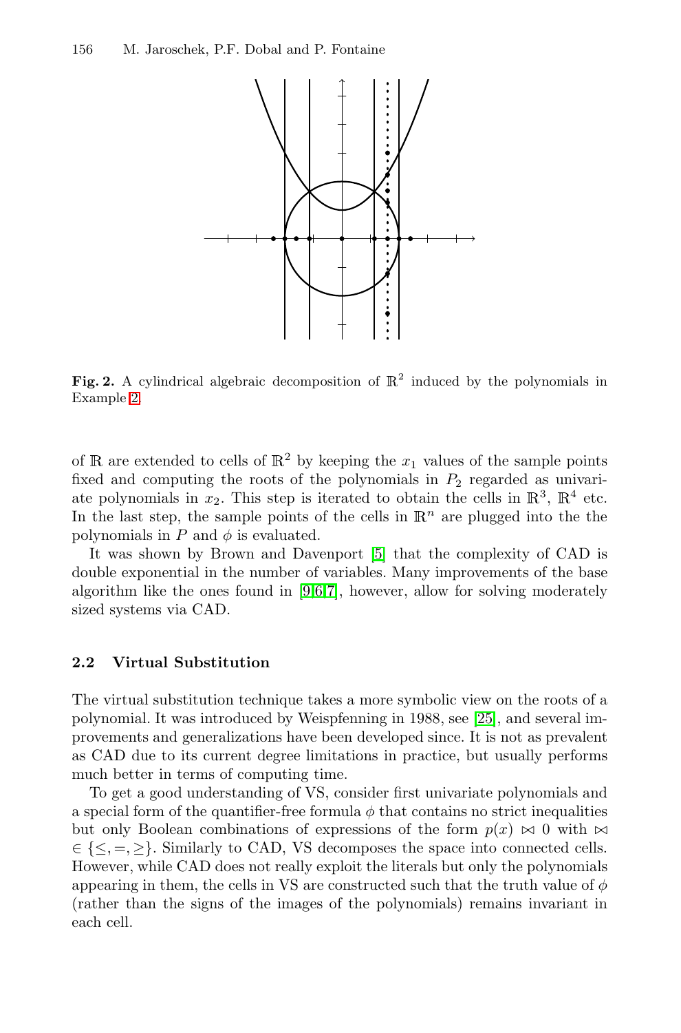**Fig. 2.** A cylindrical algebraic decomposition of $\mathbb{R}^2$ induced by the polynomials in Example 2

of $\mathbb{R}$ are extended to cells of $\mathbb{R}^2$ by keeping the $x_1$ values of the sample points fixed and computing the roots of the polynomials in $P_2$ regarded as univariate polynomials in $x_2$. This step is iterated to obtain the cells in $\mathbb{R}^3$, $\mathbb{R}^4$ etc. In the last step, the sample points of the cells in $\mathbb{R}^n$ are plugged into the the polynomials in $P$ and $\phi$ is evaluated.

It was shown by Brown and Davenport [5] that the complexity of CAD is double exponential in the number of variables. Many improvements of the base algorithm like the ones found in [9,6,7], however, allow for solving moderately sized systems via CAD.

### 2.2 Virtual Substitution

The virtual substitution technique takes a more symbolic view on the roots of a polynomial. It was introduced by Weispfenning in 1988, see [25], and several improvements and generalizations have been developed since. It is not as prevalent as CAD due to its current degree limitations in practice, but usually performs much better in terms of computing time.

To get a good understanding of VS, consider first univariate polynomials and a special form of the quantifier-free formula $\phi$ that contains no strict inequalities but only Boolean combinations of expressions of the form $p(x) \bowtie 0$ with $\bowtie \in \{\leq, =, \geq\}$. Similarly to CAD, VS decomposes the space into connected cells. However, while CAD does not really exploit the literals but only the polynomials appearing in them, the cells in VS are constructed such that the truth value of $\phi$ (rather than the signs of the images of the polynomials) remains invariant in each cell.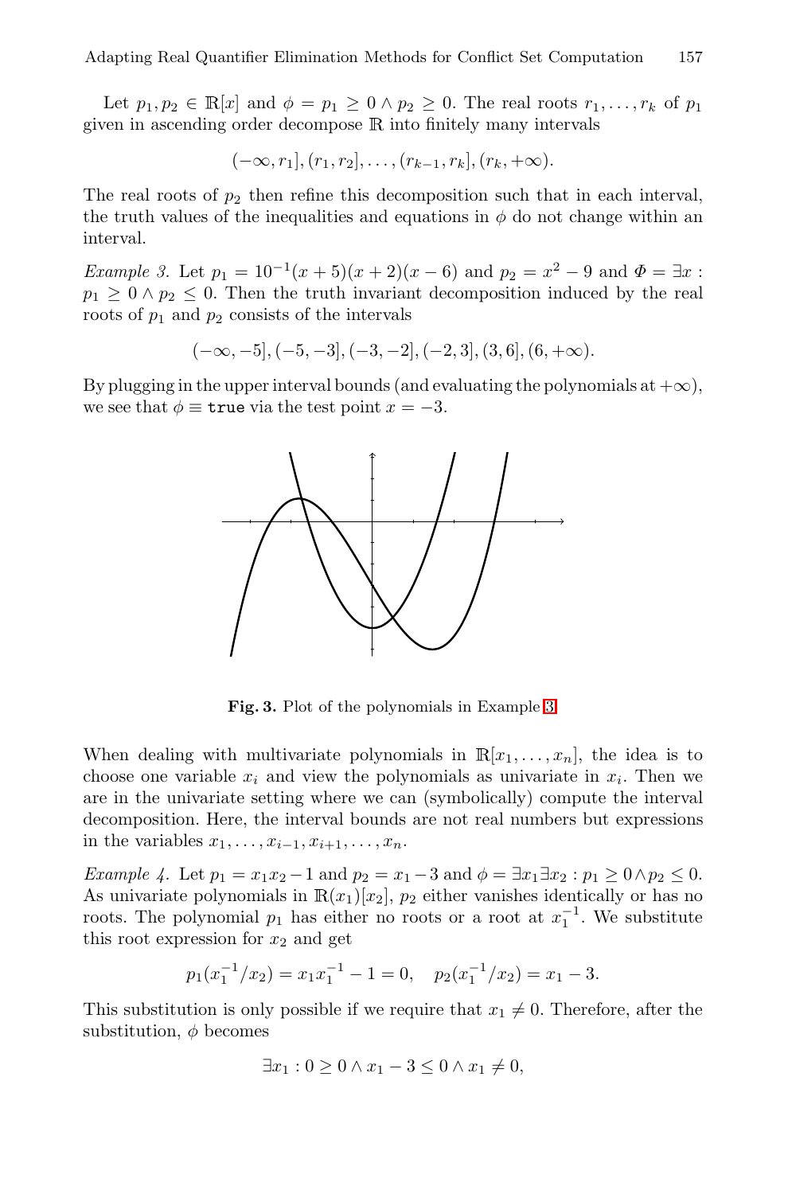Let $p_1, p_2 \in \mathbb{R}[x]$ and $\phi = p_1 \geq 0 \wedge p_2 \geq 0$. The real roots $r_1, \ldots, r_k$ of $p_1$ given in ascending order decompose $\mathbb{R}$ into finitely many intervals

$$(-\infty, r_1], (r_1, r_2], \ldots, (r_{k-1}, r_k], (r_k, +\infty).$$

The real roots of $p_2$ then refine this decomposition such that in each interval, the truth values of the inequalities and equations in $\phi$ do not change within an interval.

*Example 3.* Let $p_1 = 10^{-1}(x+5)(x+2)(x-6)$ and $p_2 = x^2 - 9$ and $\Phi = \exists x : p_1 \geq 0 \wedge p_2 \leq 0$. Then the truth invariant decomposition induced by the real roots of $p_1$ and $p_2$ consists of the intervals

$$(-\infty, -5], (-5, -3], (-3, -2], (-2, 3], (3, 6], (6, +\infty).$$

By plugging in the upper interval bounds (and evaluating the polynomials at $+\infty$), we see that $\phi \equiv \texttt{true}$ via the test point $x = -3$.

**Fig. 3.** Plot of the polynomials in Example 3

When dealing with multivariate polynomials in $\mathbb{R}[x_1, \ldots, x_n]$, the idea is to choose one variable $x_i$ and view the polynomials as univariate in $x_i$. Then we are in the univariate setting where we can (symbolically) compute the interval decomposition. Here, the interval bounds are not real numbers but expressions in the variables $x_1, \ldots, x_{i-1}, x_{i+1}, \ldots, x_n$.

*Example 4.* Let $p_1 = x_1 x_2 - 1$ and $p_2 = x_1 - 3$ and $\phi = \exists x_1 \exists x_2 : p_1 \geq 0 \wedge p_2 \leq 0$. As univariate polynomials in $\mathbb{R}(x_1)[x_2]$, $p_2$ either vanishes identically or has no roots. The polynomial $p_1$ has either no roots or a root at $x_1^{-1}$. We substitute this root expression for $x_2$ and get

$$p_1(x_1^{-1}/x_2) = x_1 x_1^{-1} - 1 = 0, \quad p_2(x_1^{-1}/x_2) = x_1 - 3.$$

This substitution is only possible if we require that $x_1 \neq 0$. Therefore, after the substitution, $\phi$ becomes

$$\exists x_1 : 0 \geq 0 \wedge x_1 - 3 \leq 0 \wedge x_1 \neq 0,$$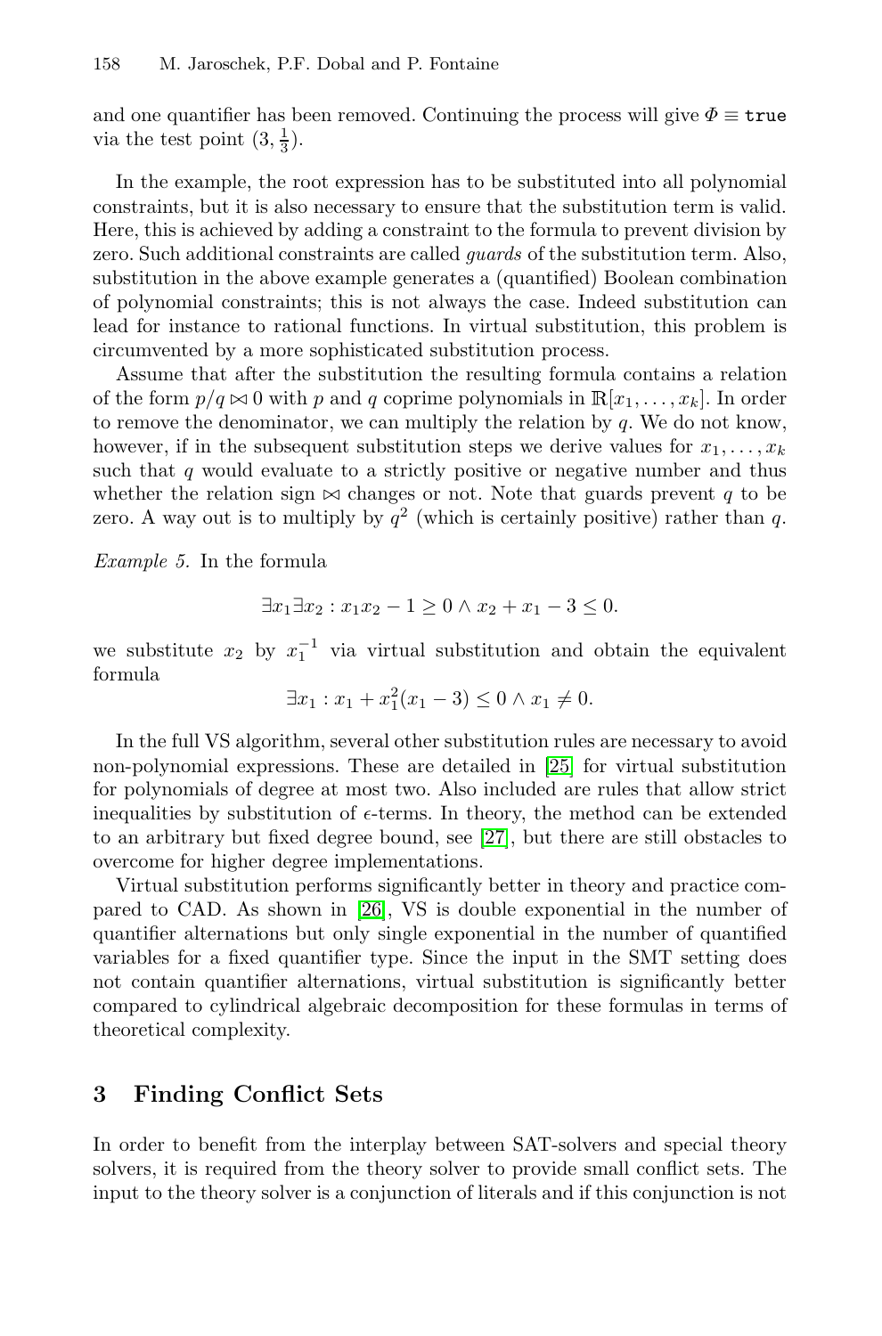and one quantifier has been removed. Continuing the process will give $\Phi \equiv \mathtt{true}$ via the test point $(3, \frac{1}{3})$.

In the example, the root expression has to be substituted into all polynomial constraints, but it is also necessary to ensure that the substitution term is valid. Here, this is achieved by adding a constraint to the formula to prevent division by zero. Such additional constraints are called *guards* of the substitution term. Also, substitution in the above example generates a (quantified) Boolean combination of polynomial constraints; this is not always the case. Indeed substitution can lead for instance to rational functions. In virtual substitution, this problem is circumvented by a more sophisticated substitution process.

Assume that after the substitution the resulting formula contains a relation of the form $p/q \bowtie 0$ with $p$ and $q$ coprime polynomials in $\mathbb{R}[x_1, \ldots, x_k]$. In order to remove the denominator, we can multiply the relation by $q$. We do not know, however, if in the subsequent substitution steps we derive values for $x_1, \ldots, x_k$ such that $q$ would evaluate to a strictly positive or negative number and thus whether the relation sign $\bowtie$ changes or not. Note that guards prevent $q$ to be zero. A way out is to multiply by $q^2$ (which is certainly positive) rather than $q$.

*Example 5.* In the formula

$$\exists x_1 \exists x_2 : x_1 x_2 - 1 \geq 0 \land x_2 + x_1 - 3 \leq 0.$$

we substitute $x_2$ by $x_1^{-1}$ via virtual substitution and obtain the equivalent formula

$$\exists x_1 : x_1 + x_1^2(x_1 - 3) \leq 0 \land x_1 \neq 0.$$

In the full VS algorithm, several other substitution rules are necessary to avoid non-polynomial expressions. These are detailed in [25] for virtual substitution for polynomials of degree at most two. Also included are rules that allow strict inequalities by substitution of $\epsilon$-terms. In theory, the method can be extended to an arbitrary but fixed degree bound, see [27], but there are still obstacles to overcome for higher degree implementations.

Virtual substitution performs significantly better in theory and practice compared to CAD. As shown in [26], VS is double exponential in the number of quantifier alternations but only single exponential in the number of quantified variables for a fixed quantifier type. Since the input in the SMT setting does not contain quantifier alternations, virtual substitution is significantly better compared to cylindrical algebraic decomposition for these formulas in terms of theoretical complexity.

## 3 Finding Conflict Sets

In order to benefit from the interplay between SAT-solvers and special theory solvers, it is required from the theory solver to provide small conflict sets. The input to the theory solver is a conjunction of literals and if this conjunction is not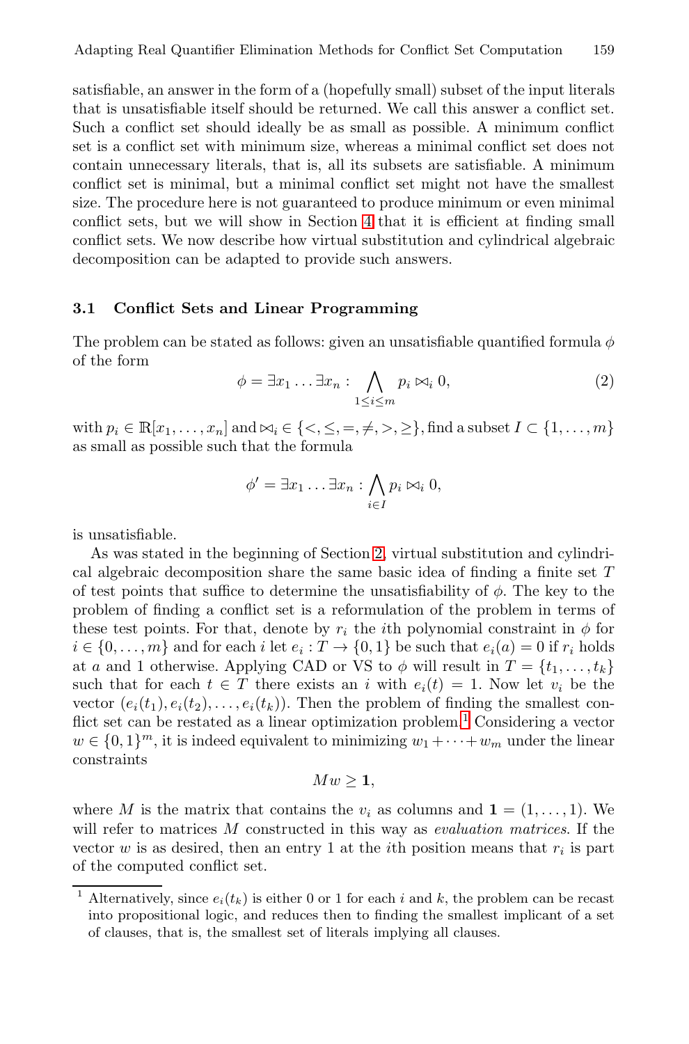satisfiable, an answer in the form of a (hopefully small) subset of the input literals that is unsatisfiable itself should be returned. We call this answer a conflict set. Such a conflict set should ideally be as small as possible. A minimum conflict set is a conflict set with minimum size, whereas a minimal conflict set does not contain unnecessary literals, that is, all its subsets are satisfiable. A minimum conflict set is minimal, but a minimal conflict set might not have the smallest size. The procedure here is not guaranteed to produce minimum or even minimal conflict sets, but we will show in Section 4 that it is efficient at finding small conflict sets. We now describe how virtual substitution and cylindrical algebraic decomposition can be adapted to provide such answers.

### 3.1 Conflict Sets and Linear Programming

The problem can be stated as follows: given an unsatisfiable quantified formula $\phi$ of the form

$$\phi = \exists x_1 \ldots \exists x_n : \bigwedge_{1 \leq i \leq m} p_i \bowtie_i 0, \tag{2}$$

with $p_i \in \mathbb{R}[x_1, \ldots, x_n]$ and $\bowtie_i \in \{<, \leq, =, \neq, >, \geq\}$, find a subset $I \subset \{1, \ldots, m\}$ as small as possible such that the formula

$$\phi' = \exists x_1 \ldots \exists x_n : \bigwedge_{i \in I} p_i \bowtie_i 0,$$

is unsatisfiable.

As was stated in the beginning of Section 2, virtual substitution and cylindrical algebraic decomposition share the same basic idea of finding a finite set $T$ of test points that suffice to determine the unsatisfiability of $\phi$. The key to the problem of finding a conflict set is a reformulation of the problem in terms of these test points. For that, denote by $r_i$ the $i$th polynomial constraint in $\phi$ for $i \in \{0, \ldots, m\}$ and for each $i$ let $e_i : T \to \{0, 1\}$ be such that $e_i(a) = 0$ if $r_i$ holds at $a$ and 1 otherwise. Applying CAD or VS to $\phi$ will result in $T = \{t_1, \ldots, t_k\}$ such that for each $t \in T$ there exists an $i$ with $e_i(t) = 1$. Now let $v_i$ be the vector $(e_i(t_1), e_i(t_2), \ldots, e_i(t_k))$. Then the problem of finding the smallest conflict set can be restated as a linear optimization problem.[1] Considering a vector $w \in \{0, 1\}^m$, it is indeed equivalent to minimizing $w_1 + \cdots + w_m$ under the linear constraints

$$Mw \geq \mathbf{1},$$

where $M$ is the matrix that contains the $v_i$ as columns and $\mathbf{1} = (1, \ldots, 1)$. We will refer to matrices $M$ constructed in this way as *evaluation matrices*. If the vector $w$ is as desired, then an entry 1 at the $i$th position means that $r_i$ is part of the computed conflict set.

[1] Alternatively, since $e_i(t_k)$ is either 0 or 1 for each $i$ and $k$, the problem can be recast into propositional logic, and reduces then to finding the smallest implicant of a set of clauses, that is, the smallest set of literals implying all clauses.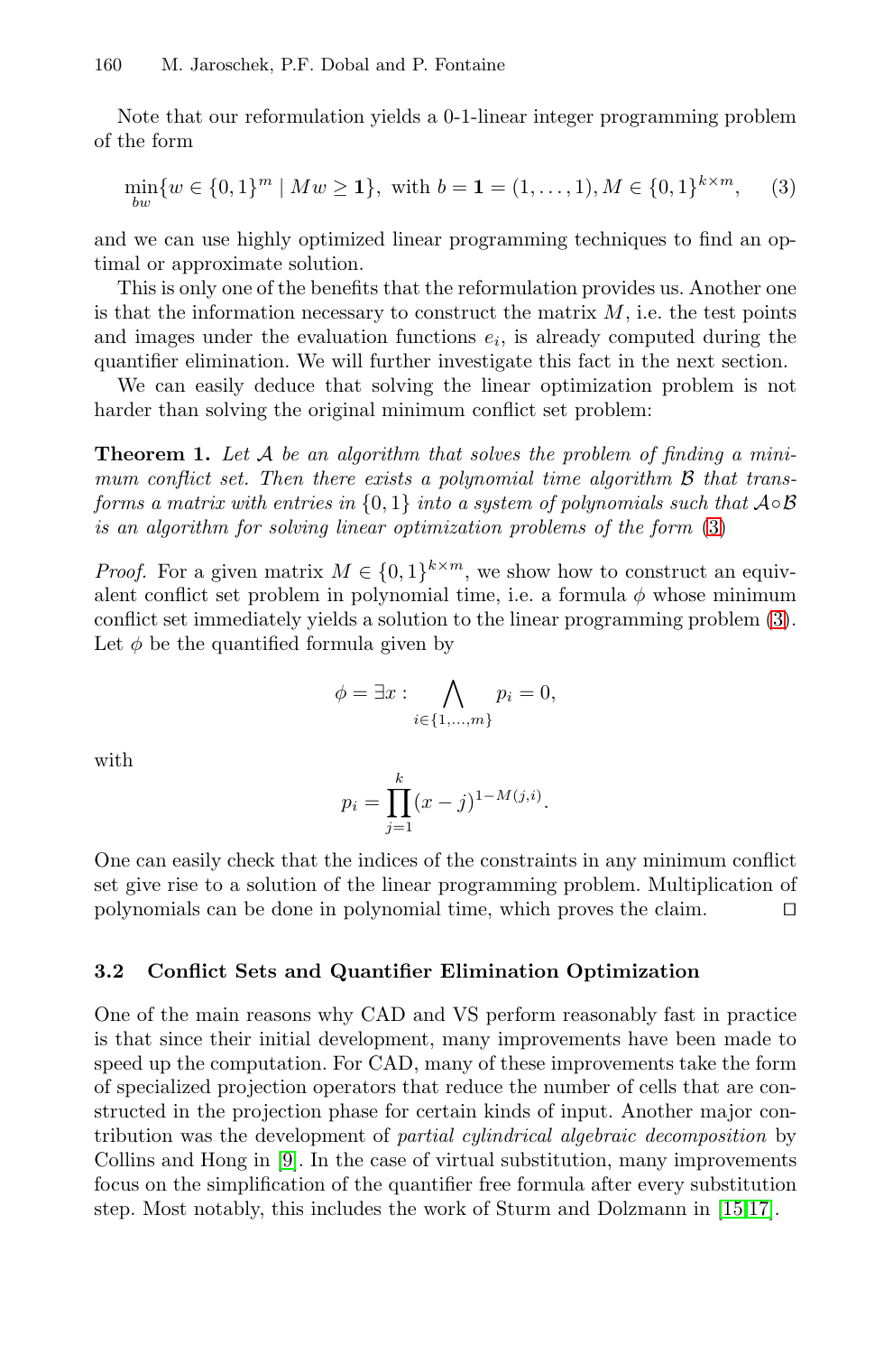Note that our reformulation yields a 0-1-linear integer programming problem of the form

$$\min_{bw}\{w \in \{0,1\}^m \mid Mw \geq \mathbf{1}\}, \text{ with } b = \mathbf{1} = (1,\ldots,1), M \in \{0,1\}^{k\times m}, \quad (3)$$

and we can use highly optimized linear programming techniques to find an optimal or approximate solution.

This is only one of the benefits that the reformulation provides us. Another one is that the information necessary to construct the matrix $M$, i.e. the test points and images under the evaluation functions $e_i$, is already computed during the quantifier elimination. We will further investigate this fact in the next section.

We can easily deduce that solving the linear optimization problem is not harder than solving the original minimum conflict set problem:

**Theorem 1.** *Let $\mathcal{A}$ be an algorithm that solves the problem of finding a minimum conflict set. Then there exists a polynomial time algorithm $\mathcal{B}$ that transforms a matrix with entries in $\{0,1\}$ into a system of polynomials such that $\mathcal{A}\circ\mathcal{B}$ is an algorithm for solving linear optimization problems of the form (3)*

*Proof.* For a given matrix $M \in \{0,1\}^{k\times m}$, we show how to construct an equivalent conflict set problem in polynomial time, i.e. a formula $\phi$ whose minimum conflict set immediately yields a solution to the linear programming problem (3). Let $\phi$ be the quantified formula given by

$$\phi = \exists x : \bigwedge_{i\in\{1,\ldots,m\}} p_i = 0,$$

with

$$p_i = \prod_{j=1}^{k} (x-j)^{1-M(j,i)}.$$

One can easily check that the indices of the constraints in any minimum conflict set give rise to a solution of the linear programming problem. Multiplication of polynomials can be done in polynomial time, which proves the claim. ◻

### 3.2 Conflict Sets and Quantifier Elimination Optimization

One of the main reasons why CAD and VS perform reasonably fast in practice is that since their initial development, many improvements have been made to speed up the computation. For CAD, many of these improvements take the form of specialized projection operators that reduce the number of cells that are constructed in the projection phase for certain kinds of input. Another major contribution was the development of *partial cylindrical algebraic decomposition* by Collins and Hong in [9]. In the case of virtual substitution, many improvements focus on the simplification of the quantifier free formula after every substitution step. Most notably, this includes the work of Sturm and Dolzmann in [15,17].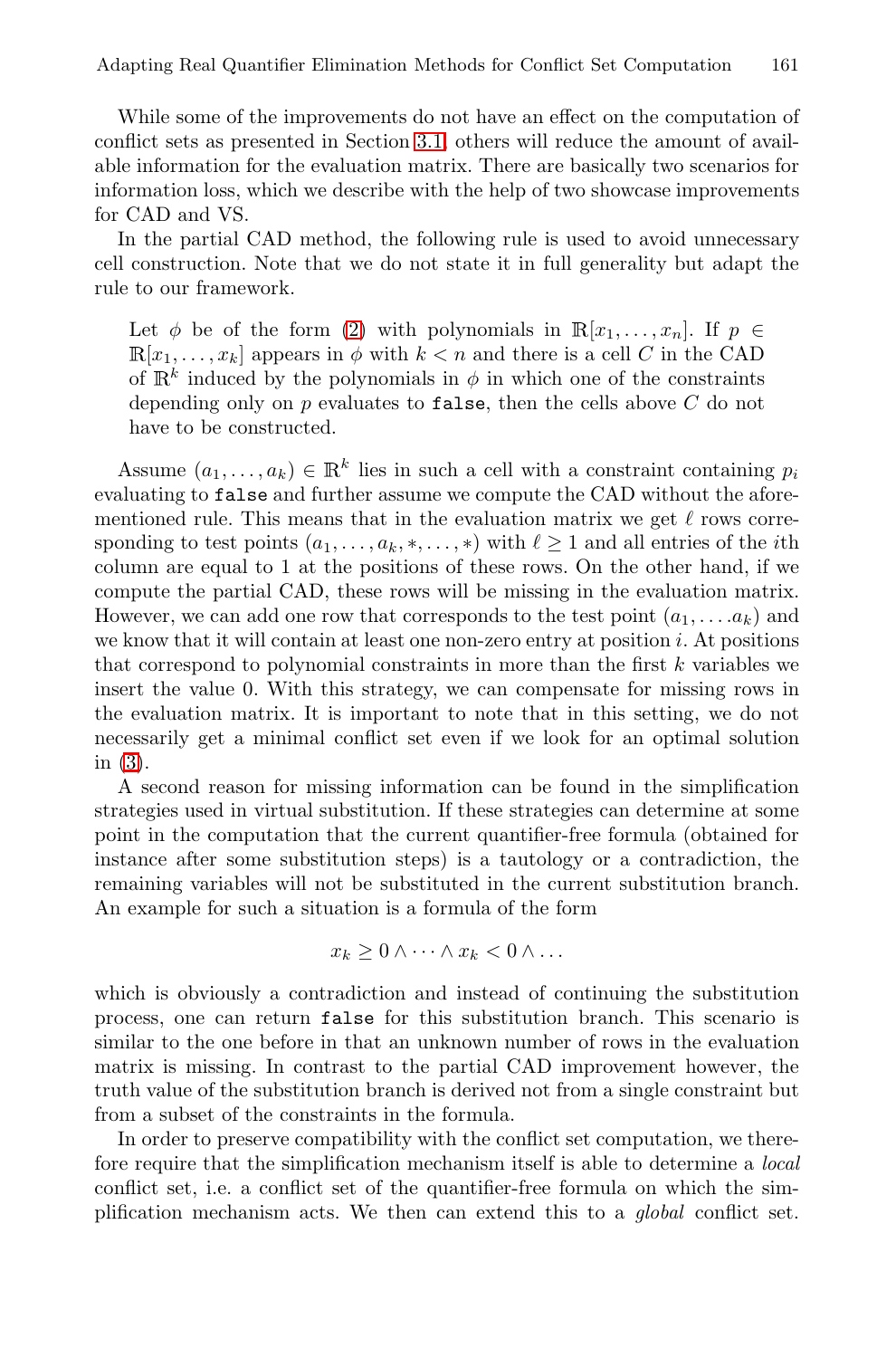While some of the improvements do not have an effect on the computation of conflict sets as presented in Section 3.1, others will reduce the amount of available information for the evaluation matrix. There are basically two scenarios for information loss, which we describe with the help of two showcase improvements for CAD and VS.

In the partial CAD method, the following rule is used to avoid unnecessary cell construction. Note that we do not state it in full generality but adapt the rule to our framework.

> Let $\phi$ be of the form (2) with polynomials in $\mathbb{R}[x_1, \ldots, x_n]$. If $p \in \mathbb{R}[x_1, \ldots, x_k]$ appears in $\phi$ with $k < n$ and there is a cell $C$ in the CAD of $\mathbb{R}^k$ induced by the polynomials in $\phi$ in which one of the constraints depending only on $p$ evaluates to `false`, then the cells above $C$ do not have to be constructed.

Assume $(a_1, \ldots, a_k) \in \mathbb{R}^k$ lies in such a cell with a constraint containing $p_i$ evaluating to `false` and further assume we compute the CAD without the aforementioned rule. This means that in the evaluation matrix we get $\ell$ rows corresponding to test points $(a_1, \ldots, a_k, *, \ldots, *)$ with $\ell \geq 1$ and all entries of the $i$th column are equal to 1 at the positions of these rows. On the other hand, if we compute the partial CAD, these rows will be missing in the evaluation matrix. However, we can add one row that corresponds to the test point $(a_1, \ldots . a_k)$ and we know that it will contain at least one non-zero entry at position $i$. At positions that correspond to polynomial constraints in more than the first $k$ variables we insert the value 0. With this strategy, we can compensate for missing rows in the evaluation matrix. It is important to note that in this setting, we do not necessarily get a minimal conflict set even if we look for an optimal solution in (3).

A second reason for missing information can be found in the simplification strategies used in virtual substitution. If these strategies can determine at some point in the computation that the current quantifier-free formula (obtained for instance after some substitution steps) is a tautology or a contradiction, the remaining variables will not be substituted in the current substitution branch. An example for such a situation is a formula of the form

$$x_k \geq 0 \wedge \cdots \wedge x_k < 0 \wedge \ldots$$

which is obviously a contradiction and instead of continuing the substitution process, one can return `false` for this substitution branch. This scenario is similar to the one before in that an unknown number of rows in the evaluation matrix is missing. In contrast to the partial CAD improvement however, the truth value of the substitution branch is derived not from a single constraint but from a subset of the constraints in the formula.

In order to preserve compatibility with the conflict set computation, we therefore require that the simplification mechanism itself is able to determine a *local* conflict set, i.e. a conflict set of the quantifier-free formula on which the simplification mechanism acts. We then can extend this to a *global* conflict set.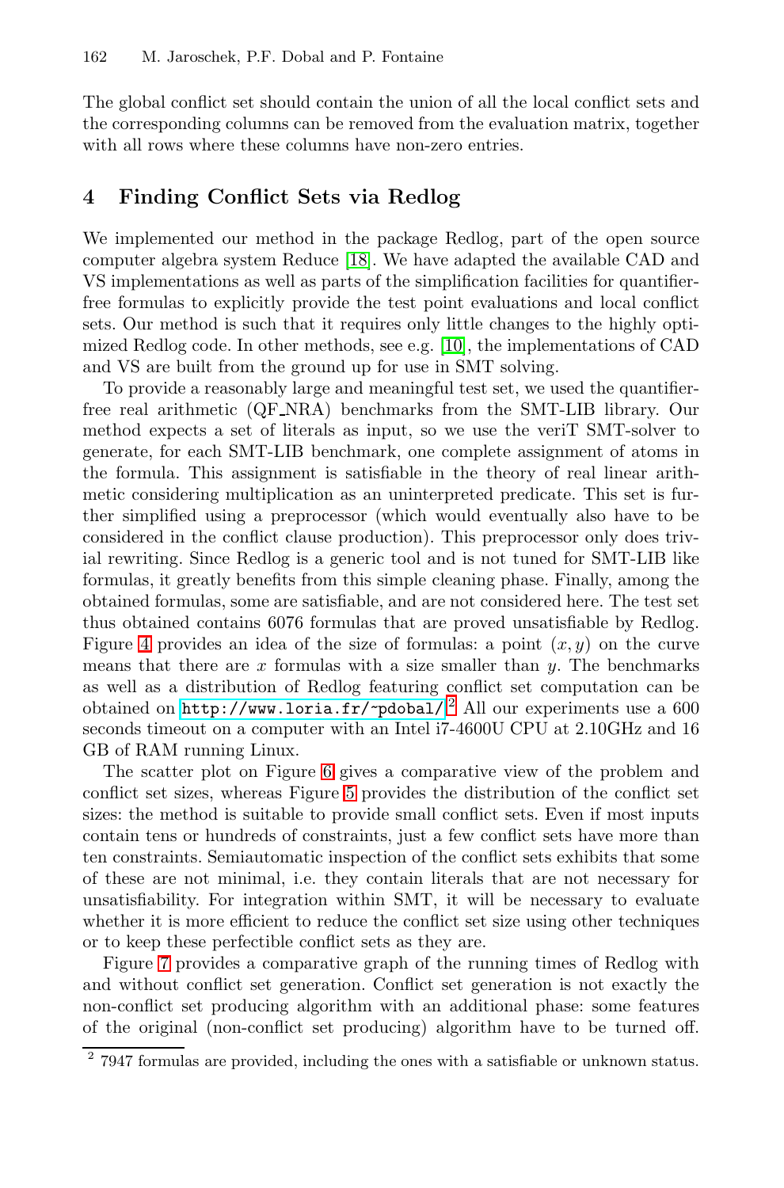The global conflict set should contain the union of all the local conflict sets and the corresponding columns can be removed from the evaluation matrix, together with all rows where these columns have non-zero entries.

## 4 Finding Conflict Sets via Redlog

We implemented our method in the package Redlog, part of the open source computer algebra system Reduce [18]. We have adapted the available CAD and VS implementations as well as parts of the simplification facilities for quantifier-free formulas to explicitly provide the test point evaluations and local conflict sets. Our method is such that it requires only little changes to the highly optimized Redlog code. In other methods, see e.g. [10], the implementations of CAD and VS are built from the ground up for use in SMT solving.

To provide a reasonably large and meaningful test set, we used the quantifier-free real arithmetic (QF_NRA) benchmarks from the SMT-LIB library. Our method expects a set of literals as input, so we use the veriT SMT-solver to generate, for each SMT-LIB benchmark, one complete assignment of atoms in the formula. This assignment is satisfiable in the theory of real linear arithmetic considering multiplication as an uninterpreted predicate. This set is further simplified using a preprocessor (which would eventually also have to be considered in the conflict clause production). This preprocessor only does trivial rewriting. Since Redlog is a generic tool and is not tuned for SMT-LIB like formulas, it greatly benefits from this simple cleaning phase. Finally, among the obtained formulas, some are satisfiable, and are not considered here. The test set thus obtained contains 6076 formulas that are proved unsatisfiable by Redlog. Figure 4 provides an idea of the size of formulas: a point $(x, y)$ on the curve means that there are $x$ formulas with a size smaller than $y$. The benchmarks as well as a distribution of Redlog featuring conflict set computation can be obtained on http://www.loria.fr/~pdobal/.[2] All our experiments use a 600 seconds timeout on a computer with an Intel i7-4600U CPU at 2.10GHz and 16 GB of RAM running Linux.

The scatter plot on Figure 6 gives a comparative view of the problem and conflict set sizes, whereas Figure 5 provides the distribution of the conflict set sizes: the method is suitable to provide small conflict sets. Even if most inputs contain tens or hundreds of constraints, just a few conflict sets have more than ten constraints. Semiautomatic inspection of the conflict sets exhibits that some of these are not minimal, i.e. they contain literals that are not necessary for unsatisfiability. For integration within SMT, it will be necessary to evaluate whether it is more efficient to reduce the conflict set size using other techniques or to keep these perfectible conflict sets as they are.

Figure 7 provides a comparative graph of the running times of Redlog with and without conflict set generation. Conflict set generation is not exactly the non-conflict set producing algorithm with an additional phase: some features of the original (non-conflict set producing) algorithm have to be turned off.

[2] 7947 formulas are provided, including the ones with a satisfiable or unknown status.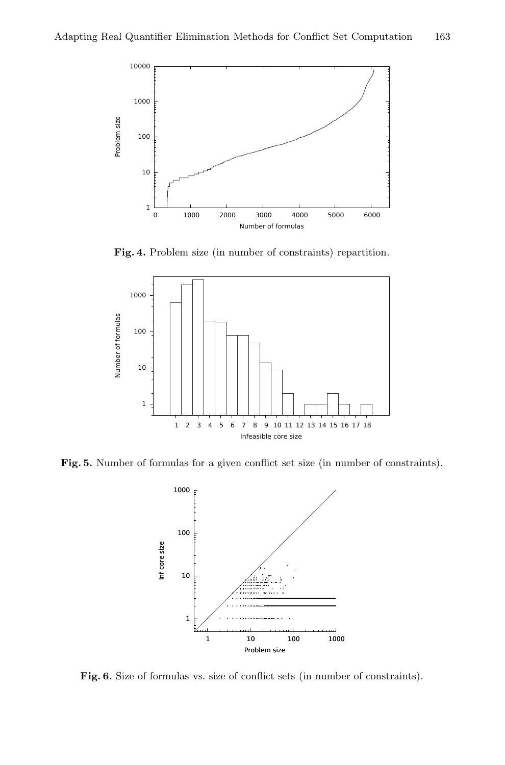**Fig. 4.** Problem size (in number of constraints) repartition.

**Fig. 5.** Number of formulas for a given conflict set size (in number of constraints).

**Fig. 6.** Size of formulas vs. size of conflict sets (in number of constraints).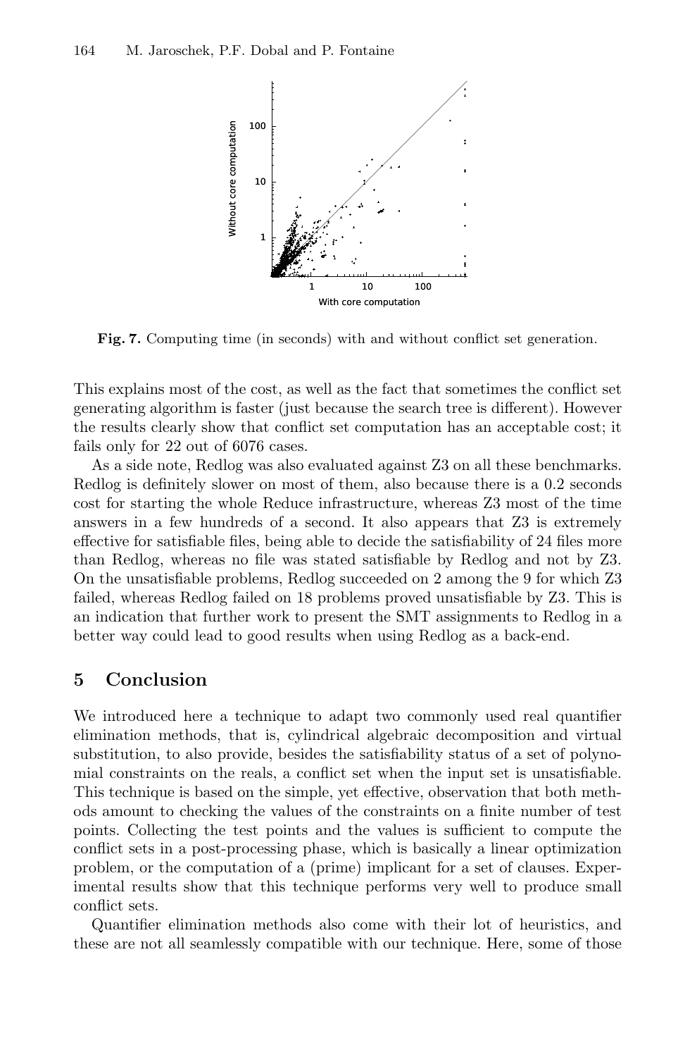**Fig. 7.** Computing time (in seconds) with and without conflict set generation.

This explains most of the cost, as well as the fact that sometimes the conflict set generating algorithm is faster (just because the search tree is different). However the results clearly show that conflict set computation has an acceptable cost; it fails only for 22 out of 6076 cases.

As a side note, Redlog was also evaluated against Z3 on all these benchmarks. Redlog is definitely slower on most of them, also because there is a 0.2 seconds cost for starting the whole Reduce infrastructure, whereas Z3 most of the time answers in a few hundreds of a second. It also appears that Z3 is extremely effective for satisfiable files, being able to decide the satisfiability of 24 files more than Redlog, whereas no file was stated satisfiable by Redlog and not by Z3. On the unsatisfiable problems, Redlog succeeded on 2 among the 9 for which Z3 failed, whereas Redlog failed on 18 problems proved unsatisfiable by Z3. This is an indication that further work to present the SMT assignments to Redlog in a better way could lead to good results when using Redlog as a back-end.

## 5 Conclusion

We introduced here a technique to adapt two commonly used real quantifier elimination methods, that is, cylindrical algebraic decomposition and virtual substitution, to also provide, besides the satisfiability status of a set of polynomial constraints on the reals, a conflict set when the input set is unsatisfiable. This technique is based on the simple, yet effective, observation that both methods amount to checking the values of the constraints on a finite number of test points. Collecting the test points and the values is sufficient to compute the conflict sets in a post-processing phase, which is basically a linear optimization problem, or the computation of a (prime) implicant for a set of clauses. Experimental results show that this technique performs very well to produce small conflict sets.

Quantifier elimination methods also come with their lot of heuristics, and these are not all seamlessly compatible with our technique. Here, some of those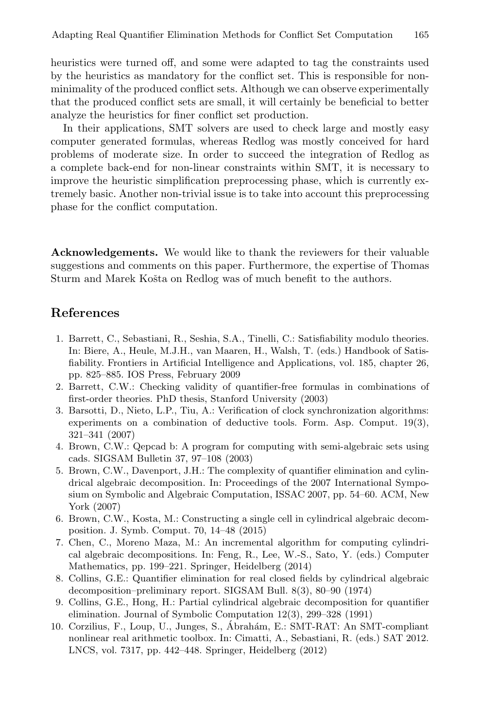heuristics were turned off, and some were adapted to tag the constraints used by the heuristics as mandatory for the conflict set. This is responsible for non-minimality of the produced conflict sets. Although we can observe experimentally that the produced conflict sets are small, it will certainly be beneficial to better analyze the heuristics for finer conflict set production.

In their applications, SMT solvers are used to check large and mostly easy computer generated formulas, whereas Redlog was mostly conceived for hard problems of moderate size. In order to succeed the integration of Redlog as a complete back-end for non-linear constraints within SMT, it is necessary to improve the heuristic simplification preprocessing phase, which is currently extremely basic. Another non-trivial issue is to take into account this preprocessing phase for the conflict computation.

**Acknowledgements.** We would like to thank the reviewers for their valuable suggestions and comments on this paper. Furthermore, the expertise of Thomas Sturm and Marek Košta on Redlog was of much benefit to the authors.

## References

1. Barrett, C., Sebastiani, R., Seshia, S.A., Tinelli, C.: Satisfiability modulo theories. In: Biere, A., Heule, M.J.H., van Maaren, H., Walsh, T. (eds.) Handbook of Satisfiability. Frontiers in Artificial Intelligence and Applications, vol. 185, chapter 26, pp. 825–885. IOS Press, February 2009
2. Barrett, C.W.: Checking validity of quantifier-free formulas in combinations of first-order theories. PhD thesis, Stanford University (2003)
3. Barsotti, D., Nieto, L.P., Tiu, A.: Verification of clock synchronization algorithms: experiments on a combination of deductive tools. Form. Asp. Comput. 19(3), 321–341 (2007)
4. Brown, C.W.: Qepcad b: A program for computing with semi-algebraic sets using cads. SIGSAM Bulletin 37, 97–108 (2003)
5. Brown, C.W., Davenport, J.H.: The complexity of quantifier elimination and cylindrical algebraic decomposition. In: Proceedings of the 2007 International Symposium on Symbolic and Algebraic Computation, ISSAC 2007, pp. 54–60. ACM, New York (2007)
6. Brown, C.W., Kosta, M.: Constructing a single cell in cylindrical algebraic decomposition. J. Symb. Comput. 70, 14–48 (2015)
7. Chen, C., Moreno Maza, M.: An incremental algorithm for computing cylindrical algebraic decompositions. In: Feng, R., Lee, W.-S., Sato, Y. (eds.) Computer Mathematics, pp. 199–221. Springer, Heidelberg (2014)
8. Collins, G.E.: Quantifier elimination for real closed fields by cylindrical algebraic decomposition–preliminary report. SIGSAM Bull. 8(3), 80–90 (1974)
9. Collins, G.E., Hong, H.: Partial cylindrical algebraic decomposition for quantifier elimination. Journal of Symbolic Computation 12(3), 299–328 (1991)
10. Corzilius, F., Loup, U., Junges, S., Ábrahám, E.: SMT-RAT: An SMT-compliant nonlinear real arithmetic toolbox. In: Cimatti, A., Sebastiani, R. (eds.) SAT 2012. LNCS, vol. 7317, pp. 442–448. Springer, Heidelberg (2012)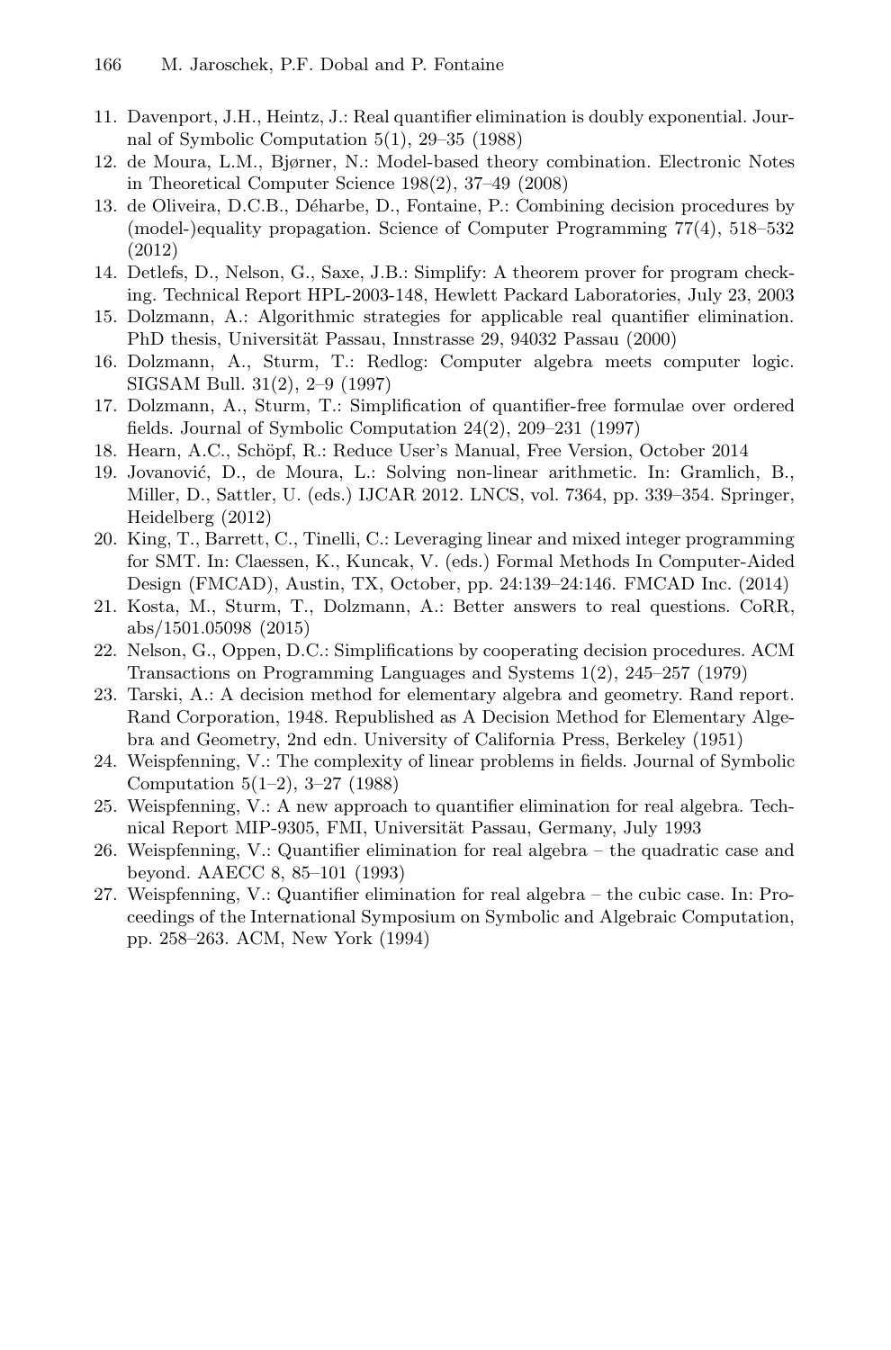11. Davenport, J.H., Heintz, J.: Real quantifier elimination is doubly exponential. Journal of Symbolic Computation 5(1), 29–35 (1988)
12. de Moura, L.M., Bjørner, N.: Model-based theory combination. Electronic Notes in Theoretical Computer Science 198(2), 37–49 (2008)
13. de Oliveira, D.C.B., Déharbe, D., Fontaine, P.: Combining decision procedures by (model-)equality propagation. Science of Computer Programming 77(4), 518–532 (2012)
14. Detlefs, D., Nelson, G., Saxe, J.B.: Simplify: A theorem prover for program checking. Technical Report HPL-2003-148, Hewlett Packard Laboratories, July 23, 2003
15. Dolzmann, A.: Algorithmic strategies for applicable real quantifier elimination. PhD thesis, Universität Passau, Innstrasse 29, 94032 Passau (2000)
16. Dolzmann, A., Sturm, T.: Redlog: Computer algebra meets computer logic. SIGSAM Bull. 31(2), 2–9 (1997)
17. Dolzmann, A., Sturm, T.: Simplification of quantifier-free formulae over ordered fields. Journal of Symbolic Computation 24(2), 209–231 (1997)
18. Hearn, A.C., Schöpf, R.: Reduce User's Manual, Free Version, October 2014
19. Jovanović, D., de Moura, L.: Solving non-linear arithmetic. In: Gramlich, B., Miller, D., Sattler, U. (eds.) IJCAR 2012. LNCS, vol. 7364, pp. 339–354. Springer, Heidelberg (2012)
20. King, T., Barrett, C., Tinelli, C.: Leveraging linear and mixed integer programming for SMT. In: Claessen, K., Kuncak, V. (eds.) Formal Methods In Computer-Aided Design (FMCAD), Austin, TX, October, pp. 24:139–24:146. FMCAD Inc. (2014)
21. Kosta, M., Sturm, T., Dolzmann, A.: Better answers to real questions. CoRR, abs/1501.05098 (2015)
22. Nelson, G., Oppen, D.C.: Simplifications by cooperating decision procedures. ACM Transactions on Programming Languages and Systems 1(2), 245–257 (1979)
23. Tarski, A.: A decision method for elementary algebra and geometry. Rand report. Rand Corporation, 1948. Republished as A Decision Method for Elementary Algebra and Geometry, 2nd edn. University of California Press, Berkeley (1951)
24. Weispfenning, V.: The complexity of linear problems in fields. Journal of Symbolic Computation 5(1–2), 3–27 (1988)
25. Weispfenning, V.: A new approach to quantifier elimination for real algebra. Technical Report MIP-9305, FMI, Universität Passau, Germany, July 1993
26. Weispfenning, V.: Quantifier elimination for real algebra – the quadratic case and beyond. AAECC 8, 85–101 (1993)
27. Weispfenning, V.: Quantifier elimination for real algebra – the cubic case. In: Proceedings of the International Symposium on Symbolic and Algebraic Computation, pp. 258–263. ACM, New York (1994)